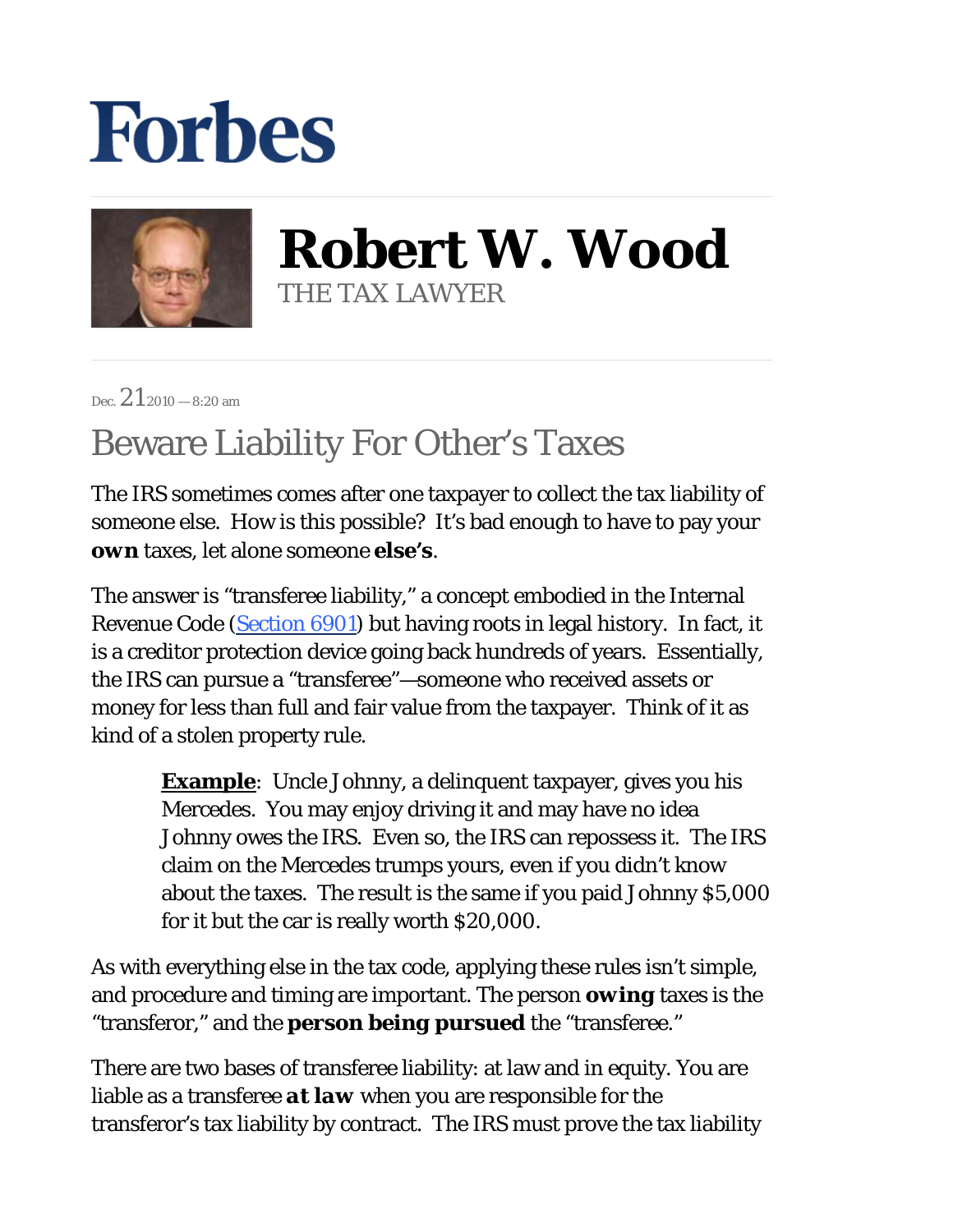# Forbes

## Robert W. Wood

THE TAX LAWYER

Dec. 21 2010 — 8:20 am

# Beware Liability For Other's Taxes

The IRS sometimes comes after one taxpayer to collect the tax liability of someone else. How is this possible? It's bad enough to have to pay your **own** taxes, let alone someone **else's**.

The answer is "transferee liability," a concept embodied in the Internal Revenue Code (Section 6901) but having roots in legal history. In fact, it is a creditor protection device going back hundreds of years. Essentially, the IRS can pursue a "transferee"—someone who received assets or money for less than full and fair value from the taxpayer. Think of it as kind of a stolen property rule.

> **Example**: Uncle Johnny, a delinquent taxpayer, gives you his Mercedes. You may enjoy driving it and may have no idea Johnny owes the IRS. Even so, the IRS can repossess it. The IRS claim on the Mercedes trumps yours, even if you didn't know about the taxes. The result is the same if you paid Johnny $5,000 for it but the car is really worth $20,000.

As with everything else in the tax code, applying these rules isn't simple, and procedure and timing are important. The person **owing** taxes is the "transferor," and the **person being pursued** the "transferee."

There are two bases of transferee liability: at law and in equity. You are liable as a transferee **at law** when you are responsible for the transferor's tax liability by contract. The IRS must prove the tax liability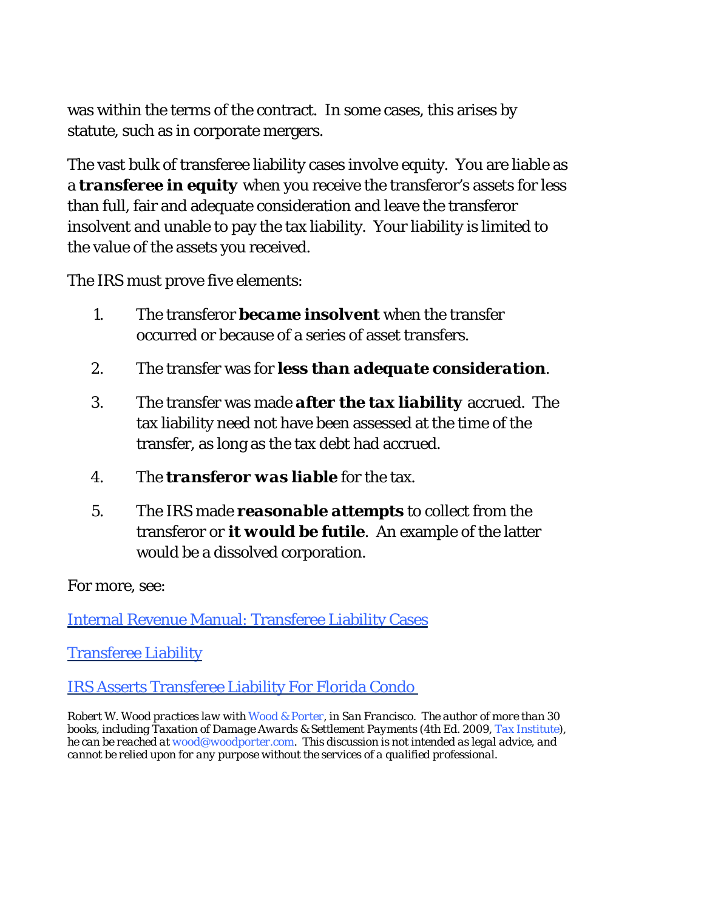was within the terms of the contract. In some cases, this arises by statute, such as in corporate mergers.

The vast bulk of transferee liability cases involve equity. You are liable as a ***transferee in equity*** when you receive the transferor's assets for less than full, fair and adequate consideration and leave the transferor insolvent and unable to pay the tax liability. Your liability is limited to the value of the assets you received.

The IRS must prove five elements:

1. The transferor ***became insolvent*** when the transfer occurred or because of a series of asset transfers.
2. The transfer was for ***less than adequate consideration***.
3. The transfer was made ***after the tax liability*** accrued. The tax liability need not have been assessed at the time of the transfer, as long as the tax debt had accrued.
4. The ***transferor was liable*** for the tax.
5. The IRS made ***reasonable attempts*** to collect from the transferor or ***it would be futile***. An example of the latter would be a dissolved corporation.

For more, see:

[Internal Revenue Manual: Transferee Liability Cases]

[Transferee Liability]

[IRS Asserts Transferee Liability For Florida Condo]

*Robert W. Wood practices law with Wood & Porter, in San Francisco. The author of more than 30 books, including Taxation of Damage Awards & Settlement Payments (4th Ed. 2009, Tax Institute), he can be reached at wood@woodporter.com. This discussion is not intended as legal advice, and cannot be relied upon for any purpose without the services of a qualified professional.*